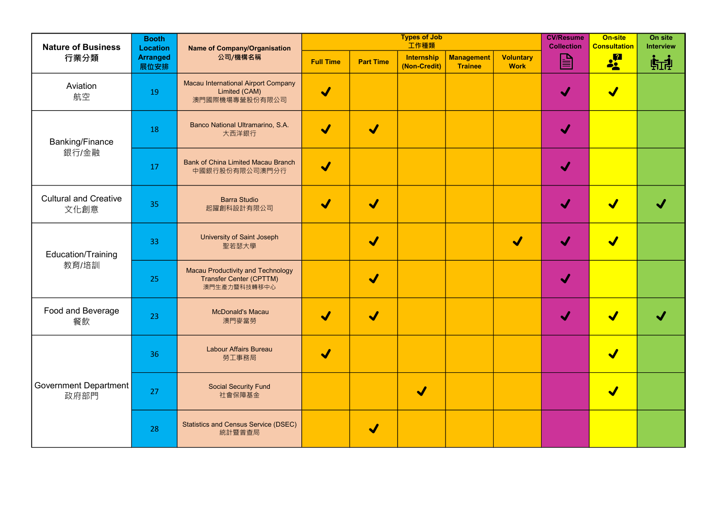| Nature of Business 行業分類 | Booth Location Arranged 展位安排 | Name of Company/Organisation 公司/機構名稱 | Types of Job 工作種類 | | | | | CV/Resume Collection | On-site Consultation | On site Interview |
|---|---|---|---|---|---|---|---|---|---|---|
| | | | Full Time | Part Time | Internship (Non-Credit) | Management Trainee | Voluntary Work | | | |
| Aviation 航空 | 19 | Macau International Airport Company Limited (CAM) 澳門國際機場專營股份有限公司 | ✔ | | | | | ✔ | ✔ | |
| Banking/Finance 銀行/金融 | 18 | Banco National Ultramarino, S.A. 大西洋銀行 | ✔ | ✔ | | | | ✔ | | |
| | 17 | Bank of China Limited Macau Branch 中國銀行股份有限公司澳門分行 | ✔ | | | | | ✔ | | |
| Cultural and Creative 文化創意 | 35 | Barra Studio 起躍創科設計有限公司 | ✔ | ✔ | | | | ✔ | ✔ | ✔ |
| Education/Training 教育/培訓 | 33 | University of Saint Joseph 聖若瑟大學 | | ✔ | | | ✔ | ✔ | ✔ | |
| | 25 | Macau Productivity and Technology Transfer Center (CPTTM) 澳門生產力暨科技轉移中心 | | ✔ | | | | ✔ | | |
| Food and Beverage 餐飲 | 23 | McDonald's Macau 澳門麥當勞 | ✔ | ✔ | | | | ✔ | ✔ | ✔ |
| Government Department 政府部門 | 36 | Labour Affairs Bureau 勞工事務局 | ✔ | | | | | | ✔ | |
| | 27 | Social Security Fund 社會保障基金 | | | ✔ | | | | ✔ | |
| | 28 | Statistics and Census Service (DSEC) 統計暨普查局 | | ✔ | | | | | | |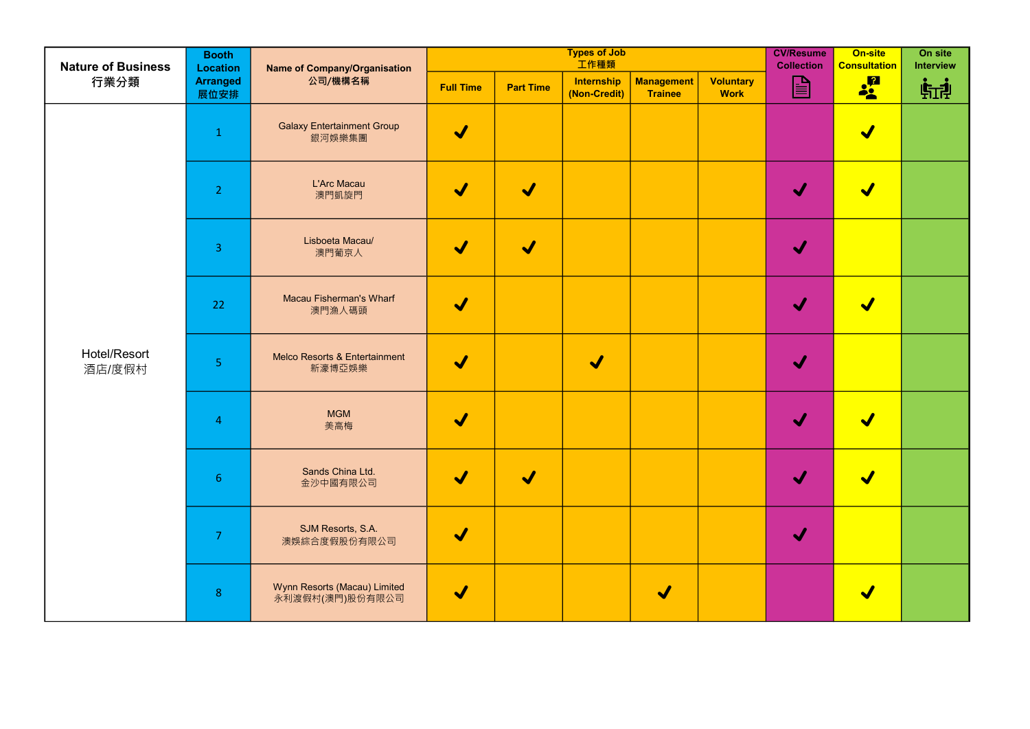| Nature of Business 行業分類 | Booth Location Arranged 展位安排 | Name of Company/Organisation 公司/機構名稱 | Types of Job 工作種類 | | | | | CV/Resume Collection | On-site Consultation | On site Interview |
|---|---|---|---|---|---|---|---|---|---|---|
| | | | Full Time | Part Time | Internship (Non-Credit) | Management Trainee | Voluntary Work | | | |
| Hotel/Resort 酒店/度假村 | 1 | Galaxy Entertainment Group 銀河娛樂集團 | ✔ | | | | | | ✔ | |
| | 2 | L'Arc Macau 澳門凱旋門 | ✔ | ✔ | | | | ✔ | ✔ | |
| | 3 | Lisboeta Macau/ 澳門葡京人 | ✔ | ✔ | | | | ✔ | | |
| | 22 | Macau Fisherman's Wharf 澳門漁人碼頭 | ✔ | | | | | ✔ | ✔ | |
| | 5 | Melco Resorts & Entertainment 新濠博亞娛樂 | ✔ | | ✔ | | | ✔ | | |
| | 4 | MGM 美高梅 | ✔ | | | | | ✔ | ✔ | |
| | 6 | Sands China Ltd. 金沙中國有限公司 | ✔ | ✔ | | | | ✔ | ✔ | |
| | 7 | SJM Resorts, S.A. 澳娛綜合度假股份有限公司 | ✔ | | | | | ✔ | | |
| | 8 | Wynn Resorts (Macau) Limited 永利渡假村(澳門)股份有限公司 | ✔ | | | ✔ | | | ✔ | |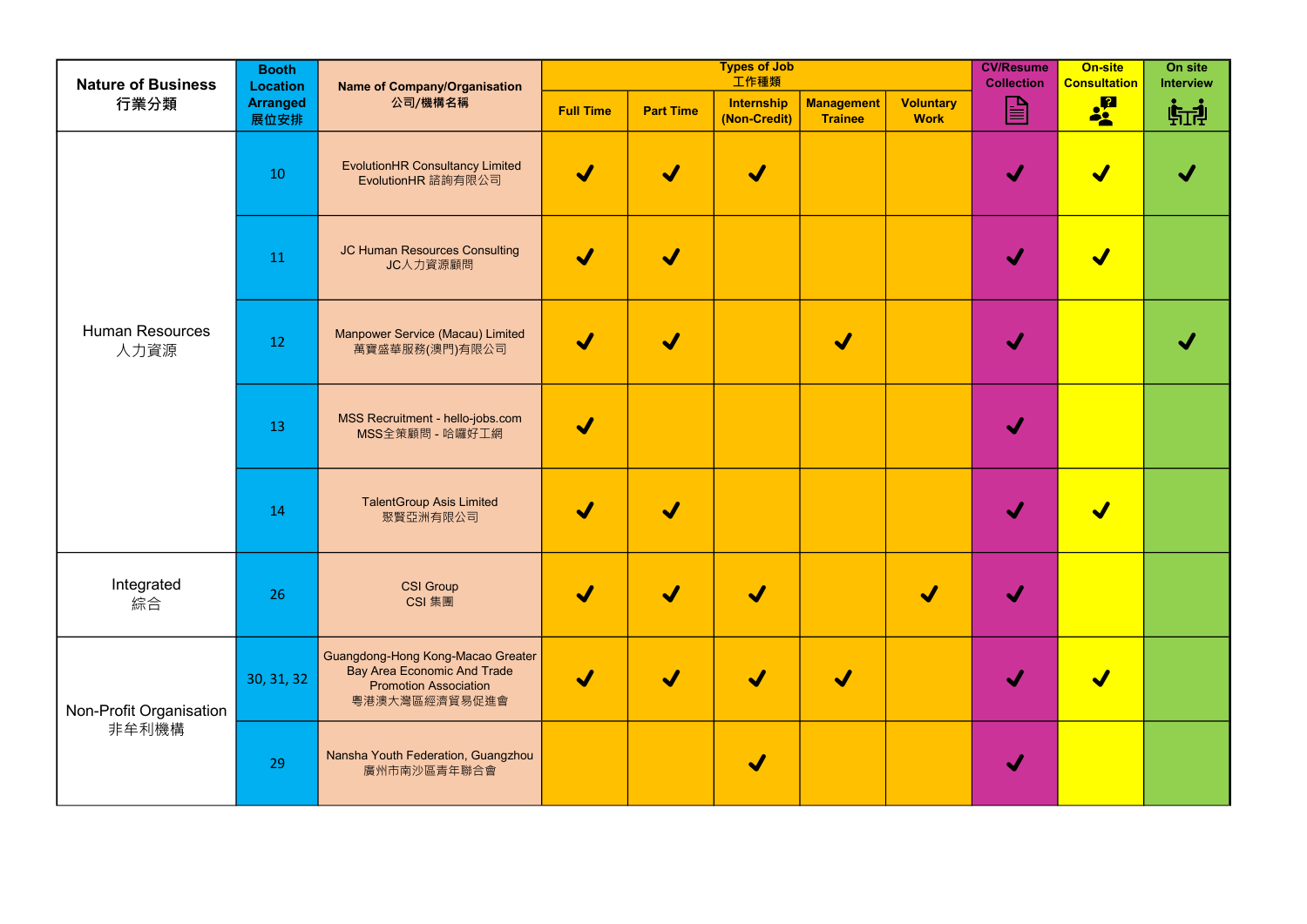| Nature of Business 行業分類 | Booth Location Arranged 展位安排 | Name of Company/Organisation 公司/機構名稱 | Types of Job 工作種類 | | | | | CV/Resume Collection | On-site Consultation | On site Interview |
|---|---|---|---|---|---|---|---|---|---|---|
| | | | Full Time | Part Time | Internship (Non-Credit) | Management Trainee | Voluntary Work | | | |
| Human Resources 人力資源 | 10 | EvolutionHR Consultancy Limited EvolutionHR 諮詢有限公司 | ✔ | ✔ | ✔ | | | ✔ | ✔ | ✔ |
| | 11 | JC Human Resources Consulting JC人力資源顧問 | ✔ | ✔ | | | | ✔ | ✔ | |
| | 12 | Manpower Service (Macau) Limited 萬寶盛華服務(澳門)有限公司 | ✔ | ✔ | | ✔ | | ✔ | | ✔ |
| | 13 | MSS Recruitment - hello-jobs.com MSS全策顧問 - 哈囉好工網 | ✔ | | | | | ✔ | | |
| | 14 | TalentGroup Asis Limited 聚賢亞洲有限公司 | ✔ | ✔ | | | | ✔ | ✔ | |
| Integrated 綜合 | 26 | CSI Group CSI 集團 | ✔ | ✔ | ✔ | | ✔ | ✔ | | |
| Non-Profit Organisation 非牟利機構 | 30, 31, 32 | Guangdong-Hong Kong-Macao Greater Bay Area Economic And Trade Promotion Association 粵港澳大灣區經濟貿易促進會 | ✔ | ✔ | ✔ | ✔ | | ✔ | ✔ | |
| | 29 | Nansha Youth Federation, Guangzhou 廣州市南沙區青年聯合會 | | | ✔ | | | ✔ | | |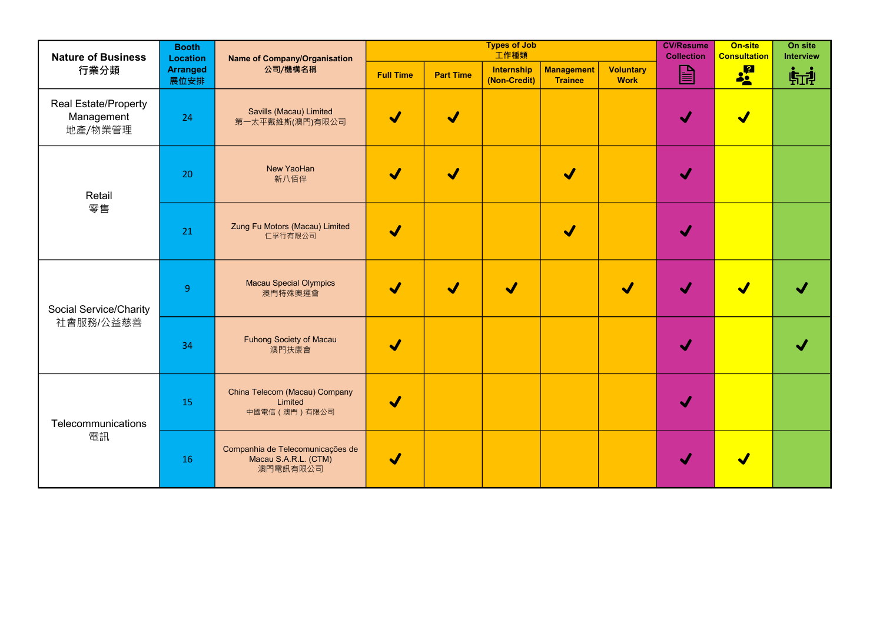| Nature of Business 行業分類 | Booth Location Arranged 展位安排 | Name of Company/Organisation 公司/機構名稱 | Types of Job 工作種類 | | | | | CV/Resume Collection | On-site Consultation | On site Interview |
|---|---|---|---|---|---|---|---|---|---|---|
| | | | Full Time | Part Time | Internship (Non-Credit) | Management Trainee | Voluntary Work | | | |
| Real Estate/Property Management 地產/物業管理 | 24 | Savills (Macau) Limited 第一太平戴維斯(澳門)有限公司 | ✔ | ✔ | | | | ✔ | ✔ | |
| Retail 零售 | 20 | New YaoHan 新八佰伴 | ✔ | ✔ | | ✔ | | ✔ | | |
| | 21 | Zung Fu Motors (Macau) Limited 仁孚行有限公司 | ✔ | | | ✔ | | ✔ | | |
| Social Service/Charity 社會服務/公益慈善 | 9 | Macau Special Olympics 澳門特殊奧運會 | ✔ | ✔ | ✔ | | ✔ | ✔ | ✔ | ✔ |
| | 34 | Fuhong Society of Macau 澳門扶康會 | ✔ | | | | | ✔ | | ✔ |
| Telecommunications 電訊 | 15 | China Telecom (Macau) Company Limited 中國電信（澳門）有限公司 | ✔ | | | | | ✔ | | |
| | 16 | Companhia de Telecomunicações de Macau S.A.R.L. (CTM) 澳門電訊有限公司 | ✔ | | | | | ✔ | ✔ | |